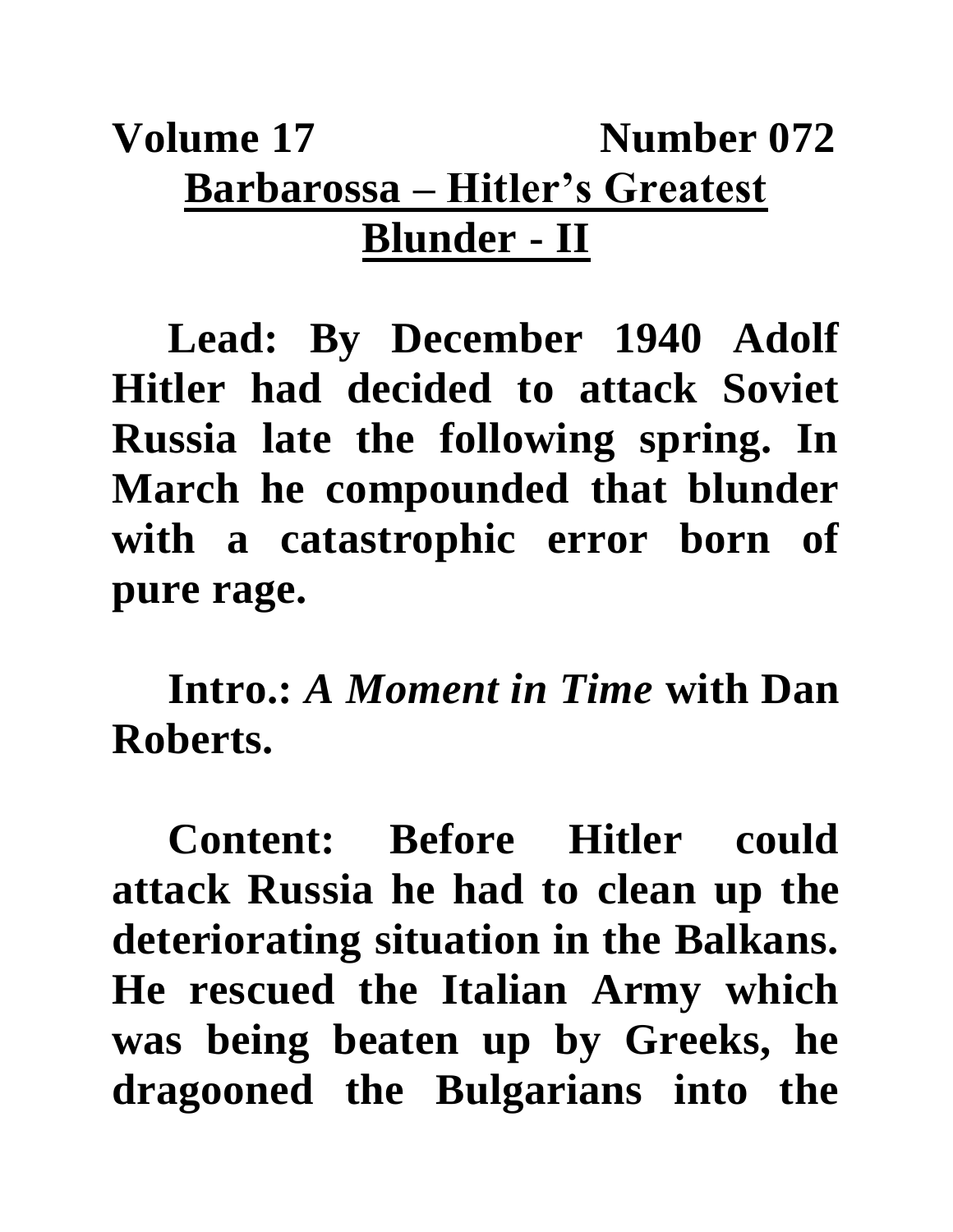**Volume 17 Number 072**

# Barbarossa – Hitler's Greatest Blunder - II

**Lead: By December 1940 Adolf Hitler had decided to attack Soviet Russia late the following spring. In March he compounded that blunder with a catastrophic error born of pure rage.**

**Intro.:** ***A Moment in Time*** **with Dan Roberts.**

**Content: Before Hitler could attack Russia he had to clean up the deteriorating situation in the Balkans. He rescued the Italian Army which was being beaten up by Greeks, he dragooned the Bulgarians into the**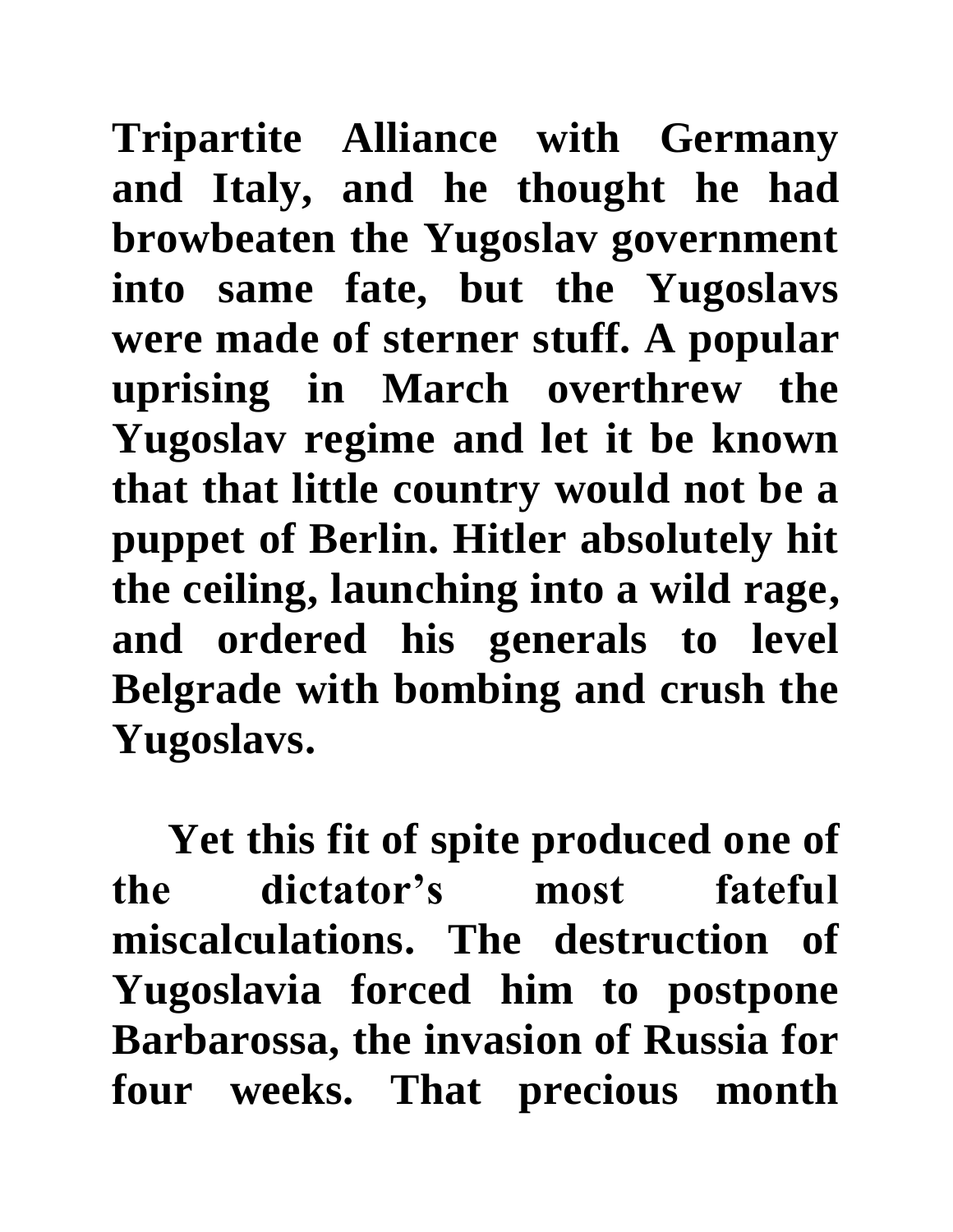**Tripartite Alliance with Germany and Italy, and he thought he had browbeaten the Yugoslav government into same fate, but the Yugoslavs were made of sterner stuff. A popular uprising in March overthrew the Yugoslav regime and let it be known that that little country would not be a puppet of Berlin. Hitler absolutely hit the ceiling, launching into a wild rage, and ordered his generals to level Belgrade with bombing and crush the Yugoslavs.**

**Yet this fit of spite produced one of the dictator's most fateful miscalculations. The destruction of Yugoslavia forced him to postpone Barbarossa, the invasion of Russia for four weeks. That precious month**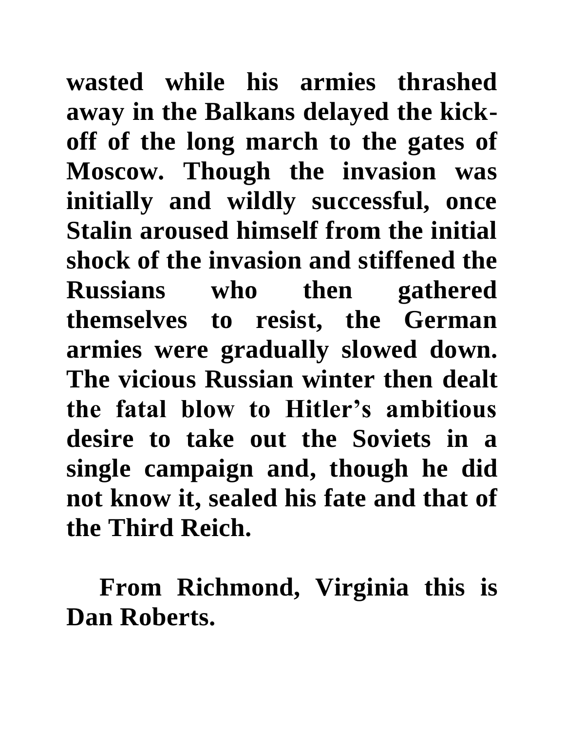**wasted while his armies thrashed away in the Balkans delayed the kick-off of the long march to the gates of Moscow. Though the invasion was initially and wildly successful, once Stalin aroused himself from the initial shock of the invasion and stiffened the Russians who then gathered themselves to resist, the German armies were gradually slowed down. The vicious Russian winter then dealt the fatal blow to Hitler's ambitious desire to take out the Soviets in a single campaign and, though he did not know it, sealed his fate and that of the Third Reich.**

**From Richmond, Virginia this is Dan Roberts.**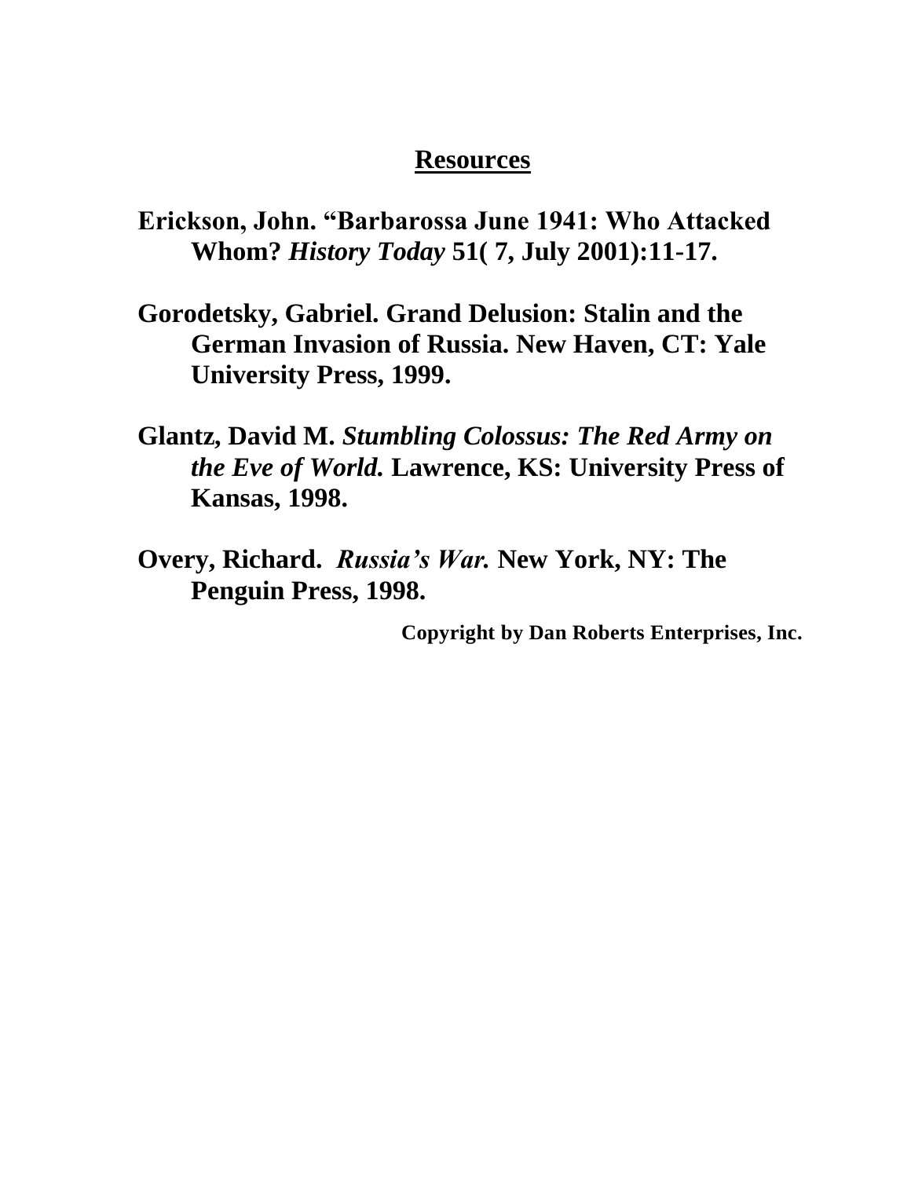## Resources

**Erickson, John. "Barbarossa June 1941: Who Attacked Whom? *History Today* 51( 7, July 2001):11-17.**

**Gorodetsky, Gabriel. Grand Delusion: Stalin and the German Invasion of Russia. New Haven, CT: Yale University Press, 1999.**

**Glantz, David M. *Stumbling Colossus: The Red Army on the Eve of World.* Lawrence, KS: University Press of Kansas, 1998.**

**Overy, Richard. *Russia's War.* New York, NY: The Penguin Press, 1998.**

**Copyright by Dan Roberts Enterprises, Inc.**